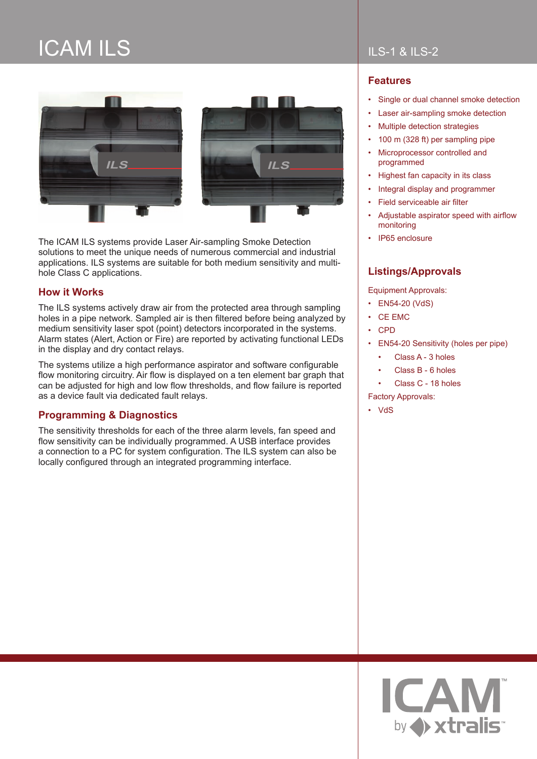# ICAM ILS

ILS-1 & ILS-2

The ICAM ILS systems provide Laser Air-sampling Smoke Detection solutions to meet the unique needs of numerous commercial and industrial applications. ILS systems are suitable for both medium sensitivity and multi-hole Class C applications.

## How it Works

The ILS systems actively draw air from the protected area through sampling holes in a pipe network. Sampled air is then filtered before being analyzed by medium sensitivity laser spot (point) detectors incorporated in the systems. Alarm states (Alert, Action or Fire) are reported by activating functional LEDs in the display and dry contact relays.

The systems utilize a high performance aspirator and software configurable flow monitoring circuitry. Air flow is displayed on a ten element bar graph that can be adjusted for high and low flow thresholds, and flow failure is reported as a device fault via dedicated fault relays.

## Programming & Diagnostics

The sensitivity thresholds for each of the three alarm levels, fan speed and flow sensitivity can be individually programmed. A USB interface provides a connection to a PC for system configuration. The ILS system can also be locally configured through an integrated programming interface.

## Features

- Single or dual channel smoke detection
- Laser air-sampling smoke detection
- Multiple detection strategies
- 100 m (328 ft) per sampling pipe
- Microprocessor controlled and programmed
- Highest fan capacity in its class
- Integral display and programmer
- Field serviceable air filter
- Adjustable aspirator speed with airflow monitoring
- IP65 enclosure

## Listings/Approvals

Equipment Approvals:

- EN54-20 (VdS)
- CE EMC
- CPD
- EN54-20 Sensitivity (holes per pipe)
  - Class A - 3 holes
  - Class B - 6 holes
  - Class C - 18 holes

Factory Approvals:

- VdS

ICAM™ by xtralis™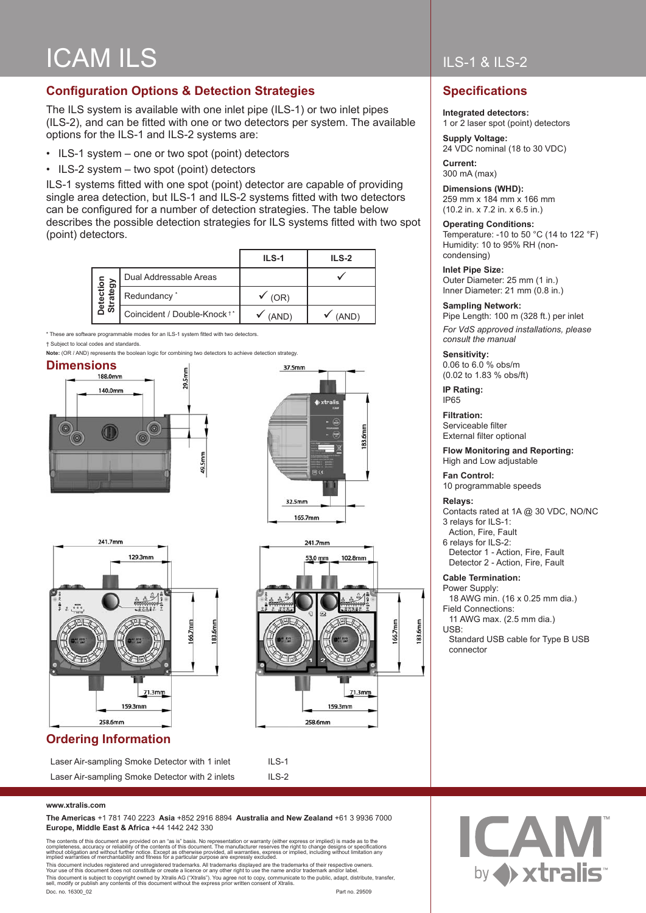# ICAM ILS

## Configuration Options & Detection Strategies

The ILS system is available with one inlet pipe (ILS-1) or two inlet pipes (ILS-2), and can be fitted with one or two detectors per system. The available options for the ILS-1 and ILS-2 systems are:

- ILS-1 system – one or two spot (point) detectors
- ILS-2 system – two spot (point) detectors

ILS-1 systems fitted with one spot (point) detector are capable of providing single area detection, but ILS-1 and ILS-2 systems fitted with two detectors can be configured for a number of detection strategies. The table below describes the possible detection strategies for ILS systems fitted with two spot (point) detectors.

| | | ILS-1 | ILS-2 |
|---|---|---|---|
| Detection Strategy | Dual Addressable Areas | | ✓ |
| | Redundancy * | ✓ (OR) | |
| | Coincident / Double-Knock † * | ✓ (AND) | ✓ (AND) |

\* These are software programmable modes for an ILS-1 system fitted with two detectors.

† Subject to local codes and standards.

**Note:** (OR / AND) represents the boolean logic for combining two detectors to achieve detection strategy.

## Dimensions

188.0mm
140.0mm
29.5mm
49.5mm
37.5mm
183.6mm
32.5mm
165.7mm
241.7mm
129.3mm
166.7mm
183.6mm
71.3mm
159.3mm
258.6mm
241.7mm
53.0 mm
102.8mm
166.7mm
183.6mm
71.3mm
159.3mm
258.6mm

## Ordering Information

| | |
|---|---|
| Laser Air-sampling Smoke Detector with 1 inlet | ILS-1 |
| Laser Air-sampling Smoke Detector with 2 inlets | ILS-2 |

## ILS-1 & ILS-2

## Specifications

**Integrated detectors:**
1 or 2 laser spot (point) detectors

**Supply Voltage:**
24 VDC nominal (18 to 30 VDC)

**Current:**
300 mA (max)

**Dimensions (WHD):**
259 mm x 184 mm x 166 mm
(10.2 in. x 7.2 in. x 6.5 in.)

**Operating Conditions:**
Temperature: -10 to 50 °C (14 to 122 °F)
Humidity: 10 to 95% RH (non-condensing)

**Inlet Pipe Size:**
Outer Diameter: 25 mm (1 in.)
Inner Diameter: 21 mm (0.8 in.)

**Sampling Network:**
Pipe Length: 100 m (328 ft.) per inlet
*For VdS approved installations, please consult the manual*

**Sensitivity:**
0.06 to 6.0 % obs/m
(0.02 to 1.83 % obs/ft)

**IP Rating:**
IP65

**Filtration:**
Serviceable filter
External filter optional

**Flow Monitoring and Reporting:**
High and Low adjustable

**Fan Control:**
10 programmable speeds

**Relays:**
Contacts rated at 1A @ 30 VDC, NO/NC
3 relays for ILS-1:
  Action, Fire, Fault
6 relays for ILS-2:
  Detector 1 - Action, Fire, Fault
  Detector 2 - Action, Fire, Fault

**Cable Termination:**
Power Supply:
  18 AWG min. (16 x 0.25 mm dia.)
Field Connections:
  11 AWG max. (2.5 mm dia.)
USB:
  Standard USB cable for Type B USB connector

---

**www.xtralis.com**

**The Americas** +1 781 740 2223 **Asia** +852 2916 8894 **Australia and New Zealand** +61 3 9936 7000
**Europe, Middle East & Africa** +44 1442 242 330

The contents of this document are provided on an "as is" basis. No representation or warranty (either express or implied) is made as to the completeness, accuracy or reliability of the contents of this document. The manufacturer reserves the right to change designs or specifications without obligation and without further notice. Except as otherwise provided, all warranties, express or implied, including without limitation any implied warranties of merchantability and fitness for a particular purpose are expressly excluded.

This document includes registered and unregistered trademarks. All trademarks displayed are the trademarks of their respective owners. Your use of this document does not constitute or create a licence or any other right to use the name and/or trademark and/or label.

This document is subject to copyright owned by Xtralis AG ("Xtralis"). You agree not to copy, communicate to the public, adapt, distribute, transfer, sell, modify or publish any contents of this document without the express prior written consent of Xtralis.

Doc. no. 16300_02 Part no. 29509

ICAM™ by xtralis™